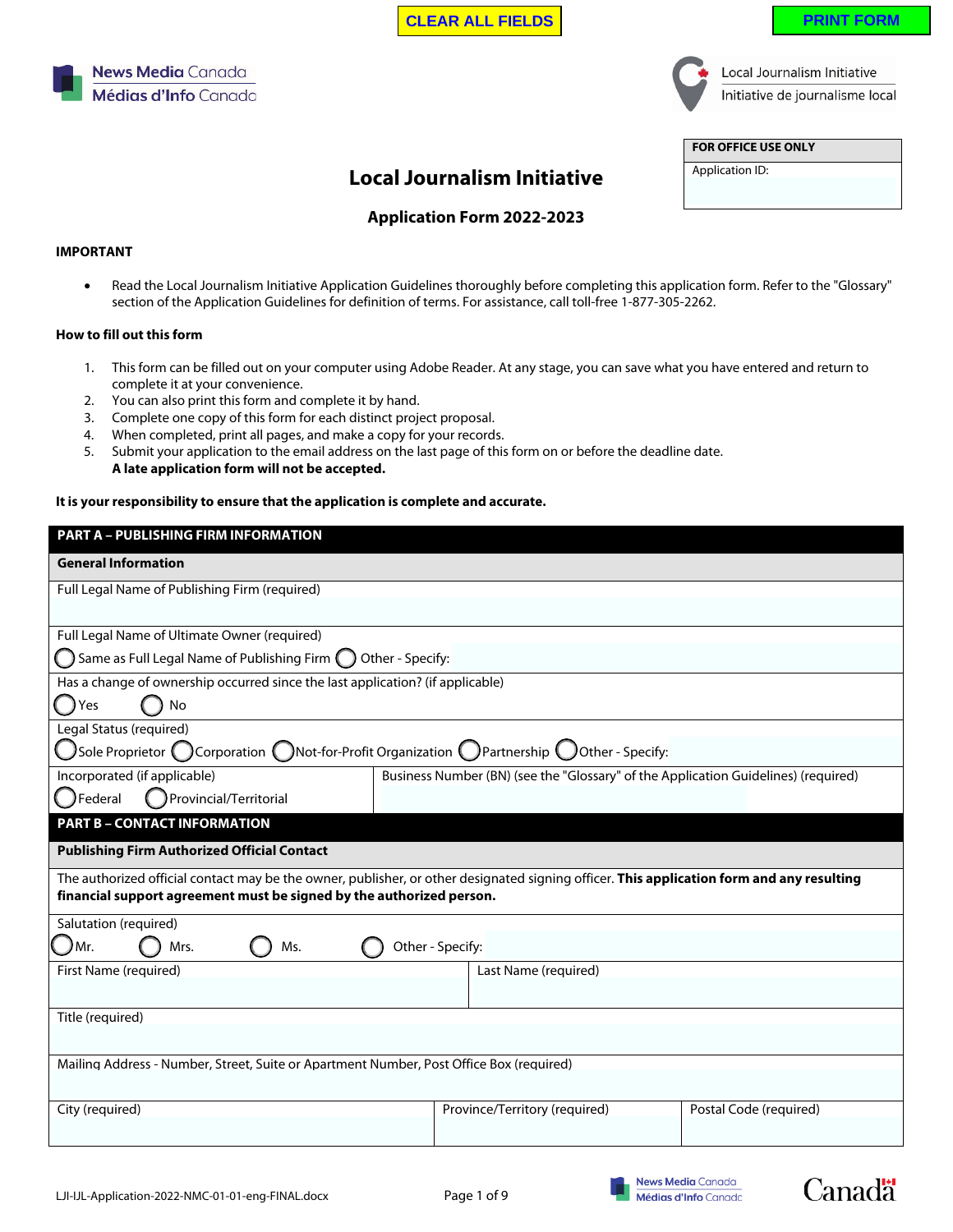CLEAR ALL FIELDS | PRINT FORM

News Media Canada
Médias d'Info Canada

Local Journalism Initiative
Initiative de journalisme local

| FOR OFFICE USE ONLY |
|---|
| Application ID: |

# Local Journalism Initiative

## Application Form 2022-2023

**IMPORTANT**

- Read the Local Journalism Initiative Application Guidelines thoroughly before completing this application form. Refer to the "Glossary" section of the Application Guidelines for definition of terms. For assistance, call toll-free 1-877-305-2262.

**How to fill out this form**

1. This form can be filled out on your computer using Adobe Reader. At any stage, you can save what you have entered and return to complete it at your convenience.
2. You can also print this form and complete it by hand.
3. Complete one copy of this form for each distinct project proposal.
4. When completed, print all pages, and make a copy for your records.
5. Submit your application to the email address on the last page of this form on or before the deadline date.
   **A late application form will not be accepted.**

**It is your responsibility to ensure that the application is complete and accurate.**

| PART A – PUBLISHING FIRM INFORMATION | |
|---|---|
| **General Information** | |
| Full Legal Name of Publishing Firm (required) | |
| Full Legal Name of Ultimate Owner (required)<br>◯ Same as Full Legal Name of Publishing Firm ◯ Other - Specify: | |
| Has a change of ownership occurred since the last application? (if applicable)<br>◯ Yes ◯ No | |
| Legal Status (required)<br>◯ Sole Proprietor ◯ Corporation ◯ Not-for-Profit Organization ◯ Partnership ◯ Other - Specify: | |
| Incorporated (if applicable)<br>◯ Federal ◯ Provincial/Territorial | Business Number (BN) (see the "Glossary" of the Application Guidelines) (required) |

| PART B – CONTACT INFORMATION | | |
|---|---|---|
| **Publishing Firm Authorized Official Contact** | | |
| The authorized official contact may be the owner, publisher, or other designated signing officer. **This application form and any resulting financial support agreement must be signed by the authorized person.** | | |
| Salutation (required)<br>◯ Mr. ◯ Mrs. ◯ Ms. ◯ Other - Specify: | | |
| First Name (required) | Last Name (required) | |
| Title (required) | | |
| Mailing Address - Number, Street, Suite or Apartment Number, Post Office Box (required) | | |
| City (required) | Province/Territory (required) | Postal Code (required) |

LJI-IJL-Application-2022-NMC-01-01-eng-FINAL.docx

News Media Canada / Médias d'Info Canada

Canada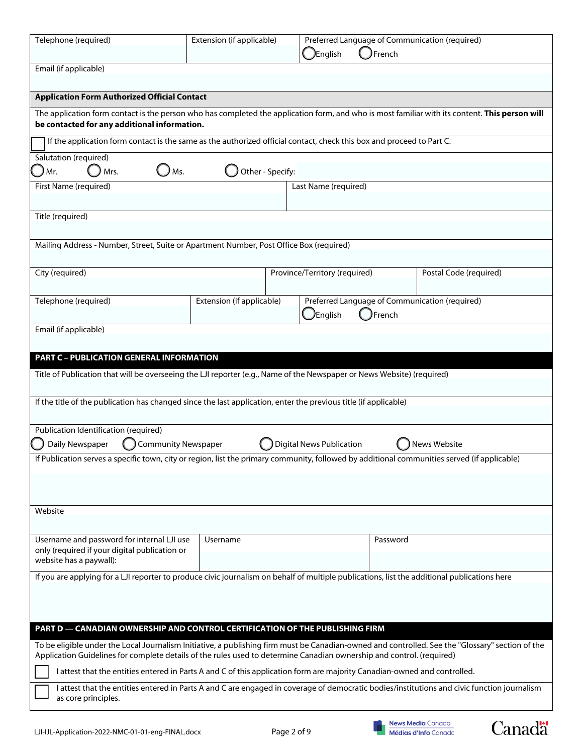| Telephone (required) | Extension (if applicable) | Preferred Language of Communication (required) |
|---|---|---|
| | | ◯ English ◯ French |

Email (if applicable)

### Application Form Authorized Official Contact

The application form contact is the person who has completed the application form, and who is most familiar with its content. **This person will be contacted for any additional information.**

☐ If the application form contact is the same as the authorized official contact, check this box and proceed to Part C.

Salutation (required)

◯ Mr. ◯ Mrs. ◯ Ms. ◯ Other - Specify:

| First Name (required) | Last Name (required) |
|---|---|
| | |

Title (required)

Mailing Address - Number, Street, Suite or Apartment Number, Post Office Box (required)

| City (required) | Province/Territory (required) | Postal Code (required) |
|---|---|---|
| | | |

| Telephone (required) | Extension (if applicable) | Preferred Language of Communication (required) |
|---|---|---|
| | | ◯ English ◯ French |

Email (if applicable)

## PART C – PUBLICATION GENERAL INFORMATION

Title of Publication that will be overseeing the LJI reporter (e.g., Name of the Newspaper or News Website) (required)

If the title of the publication has changed since the last application, enter the previous title (if applicable)

Publication Identification (required)

◯ Daily Newspaper ◯ Community Newspaper ◯ Digital News Publication ◯ News Website

If Publication serves a specific town, city or region, list the primary community, followed by additional communities served (if applicable)

Website

| Username and password for internal LJI use only (required if your digital publication or website has a paywall): | Username | Password |
|---|---|---|
| | | |

If you are applying for a LJI reporter to produce civic journalism on behalf of multiple publications, list the additional publications here

## PART D — CANADIAN OWNERSHIP AND CONTROL CERTIFICATION OF THE PUBLISHING FIRM

To be eligible under the Local Journalism Initiative, a publishing firm must be Canadian-owned and controlled. See the "Glossary" section of the Application Guidelines for complete details of the rules used to determine Canadian ownership and control. (required)

☐ I attest that the entities entered in Parts A and C of this application form are majority Canadian-owned and controlled.

☐ I attest that the entities entered in Parts A and C are engaged in coverage of democratic bodies/institutions and civic function journalism as core principles.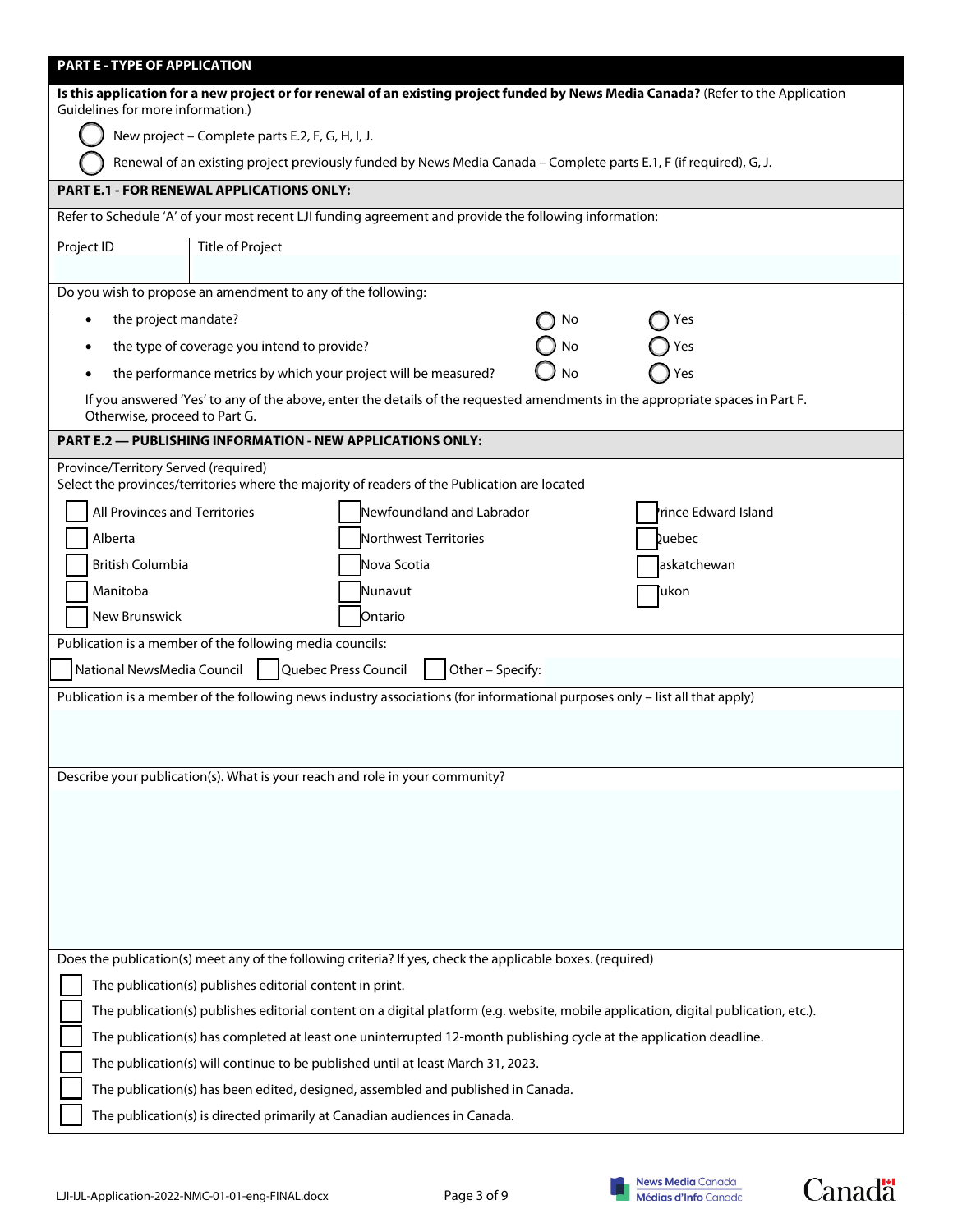## PART E - TYPE OF APPLICATION

**Is this application for a new project or for renewal of an existing project funded by News Media Canada?** (Refer to the Application Guidelines for more information.)

- ◯ New project – Complete parts E.2, F, G, H, I, J.
- ◯ Renewal of an existing project previously funded by News Media Canada – Complete parts E.1, F (if required), G, J.

### PART E.1 - FOR RENEWAL APPLICATIONS ONLY:

Refer to Schedule 'A' of your most recent LJI funding agreement and provide the following information:

| Project ID | Title of Project |
|---|---|
| | |

Do you wish to propose an amendment to any of the following:

| | | |
|---|---|---|
| • the project mandate? | ◯ No | ◯ Yes |
| • the type of coverage you intend to provide? | ◯ No | ◯ Yes |
| • the performance metrics by which your project will be measured? | ◯ No | ◯ Yes |

If you answered 'Yes' to any of the above, enter the details of the requested amendments in the appropriate spaces in Part F. Otherwise, proceed to Part G.

### PART E.2 — PUBLISHING INFORMATION - NEW APPLICATIONS ONLY:

Province/Territory Served (required)
Select the provinces/territories where the majority of readers of the Publication are located

| | | |
|---|---|---|
| ☐ All Provinces and Territories | ☐ Newfoundland and Labrador | ☐ Prince Edward Island |
| ☐ Alberta | ☐ Northwest Territories | ☐ Quebec |
| ☐ British Columbia | ☐ Nova Scotia | ☐ Saskatchewan |
| ☐ Manitoba | ☐ Nunavut | ☐ Yukon |
| ☐ New Brunswick | ☐ Ontario | |

Publication is a member of the following media councils:

☐ National NewsMedia Council ☐ Quebec Press Council ☐ Other – Specify:

Publication is a member of the following news industry associations (for informational purposes only – list all that apply)

Describe your publication(s). What is your reach and role in your community?

Does the publication(s) meet any of the following criteria? If yes, check the applicable boxes. (required)

- ☐ The publication(s) publishes editorial content in print.
- ☐ The publication(s) publishes editorial content on a digital platform (e.g. website, mobile application, digital publication, etc.).
- ☐ The publication(s) has completed at least one uninterrupted 12-month publishing cycle at the application deadline.
- ☐ The publication(s) will continue to be published until at least March 31, 2023.
- ☐ The publication(s) has been edited, designed, assembled and published in Canada.
- ☐ The publication(s) is directed primarily at Canadian audiences in Canada.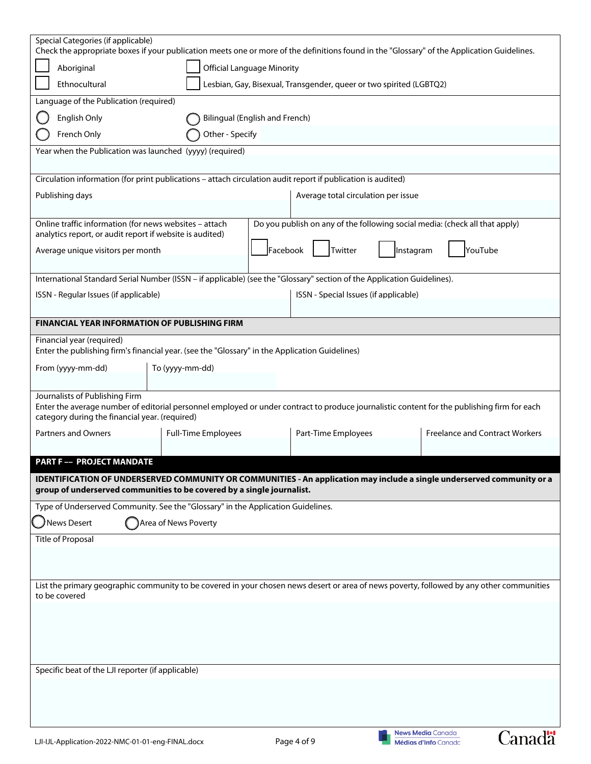Special Categories (if applicable)
Check the appropriate boxes if your publication meets one or more of the definitions found in the "Glossary" of the Application Guidelines.

- [ ] Aboriginal
- [ ] Official Language Minority
- [ ] Ethnocultural
- [ ] Lesbian, Gay, Bisexual, Transgender, queer or two spirited (LGBTQ2)

Language of the Publication (required)

- ○ English Only
- ○ Bilingual (English and French)
- ○ French Only
- ○ Other - Specify

Year when the Publication was launched (yyyy) (required)

Circulation information (for print publications – attach circulation audit report if publication is audited)

| Publishing days | Average total circulation per issue |
|---|---|
| | |

| Online traffic information (for news websites – attach analytics report, or audit report if website is audited) | Do you publish on any of the following social media: (check all that apply) |
|---|---|
| Average unique visitors per month | [ ] Facebook [ ] Twitter [ ] Instagram [ ] YouTube |

International Standard Serial Number (ISSN – if applicable) (see the "Glossary" section of the Application Guidelines).

| ISSN - Regular Issues (if applicable) | ISSN - Special Issues (if applicable) |
|---|---|
| | |

## FINANCIAL YEAR INFORMATION OF PUBLISHING FIRM

Financial year (required)
Enter the publishing firm's financial year. (see the "Glossary" in the Application Guidelines)

| From (yyyy-mm-dd) | To (yyyy-mm-dd) |
|---|---|
| | |

Journalists of Publishing Firm
Enter the average number of editorial personnel employed or under contract to produce journalistic content for the publishing firm for each category during the financial year. (required)

| Partners and Owners | Full-Time Employees | Part-Time Employees | Freelance and Contract Workers |
|---|---|---|---|
| | | | |

## PART F –– PROJECT MANDATE

**IDENTIFICATION OF UNDERSERVED COMMUNITY OR COMMUNITIES - An application may include a single underserved community or a group of underserved communities to be covered by a single journalist.**

Type of Underserved Community. See the "Glossary" in the Application Guidelines.

- ○ News Desert
- ○ Area of News Poverty

Title of Proposal

List the primary geographic community to be covered in your chosen news desert or area of news poverty, followed by any other communities to be covered

Specific beat of the LJI reporter (if applicable)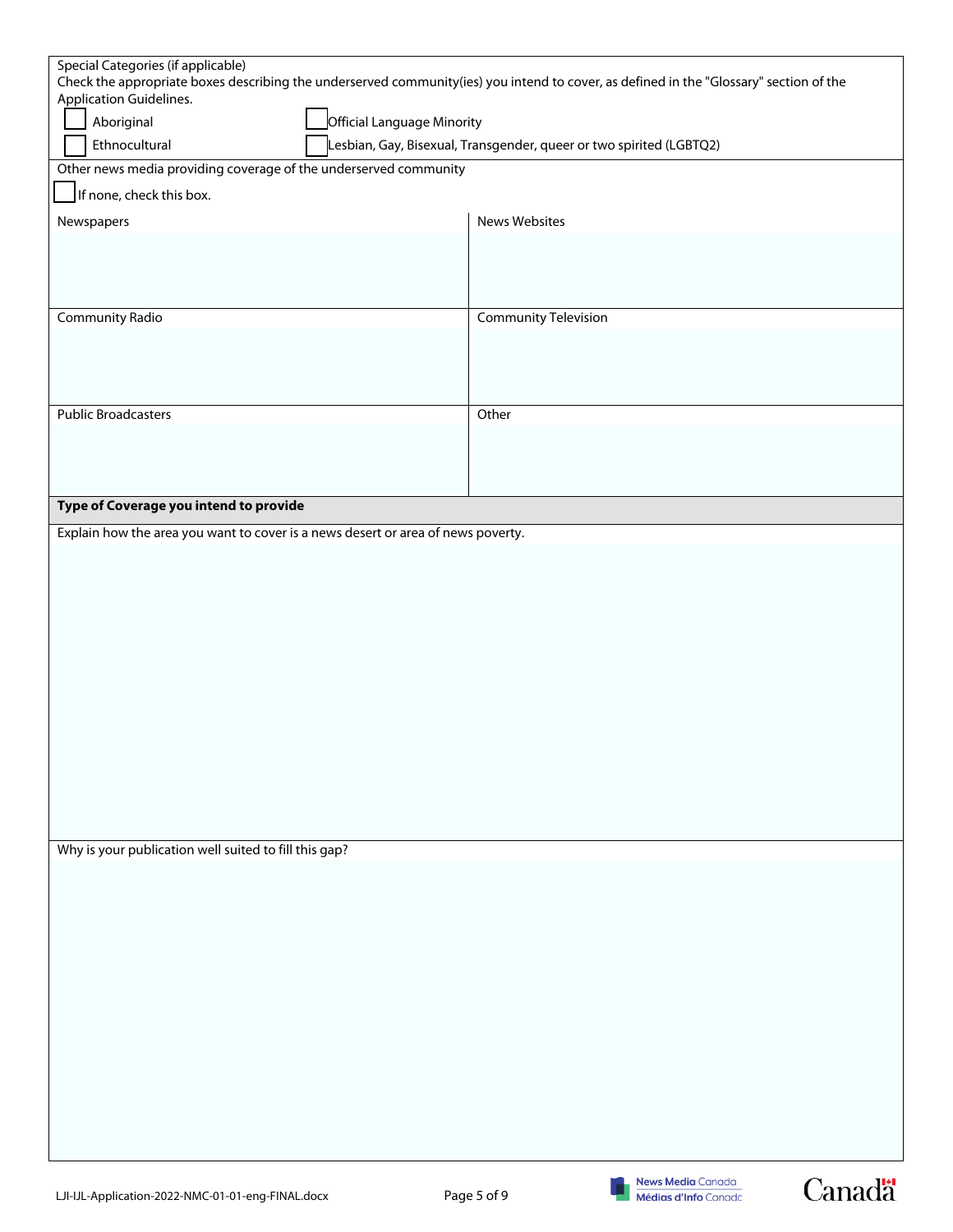Special Categories (if applicable)

Check the appropriate boxes describing the underserved community(ies) you intend to cover, as defined in the "Glossary" section of the Application Guidelines.

- [ ] Aboriginal
- [ ] Official Language Minority
- [ ] Ethnocultural
- [ ] Lesbian, Gay, Bisexual, Transgender, queer or two spirited (LGBTQ2)

Other news media providing coverage of the underserved community

- [ ] If none, check this box.

| Newspapers | News Websites |
|---|---|
| | |
| **Community Radio** | **Community Television** |
| | |
| **Public Broadcasters** | **Other** |
| | |

**Type of Coverage you intend to provide**

Explain how the area you want to cover is a news desert or area of news poverty.

Why is your publication well suited to fill this gap?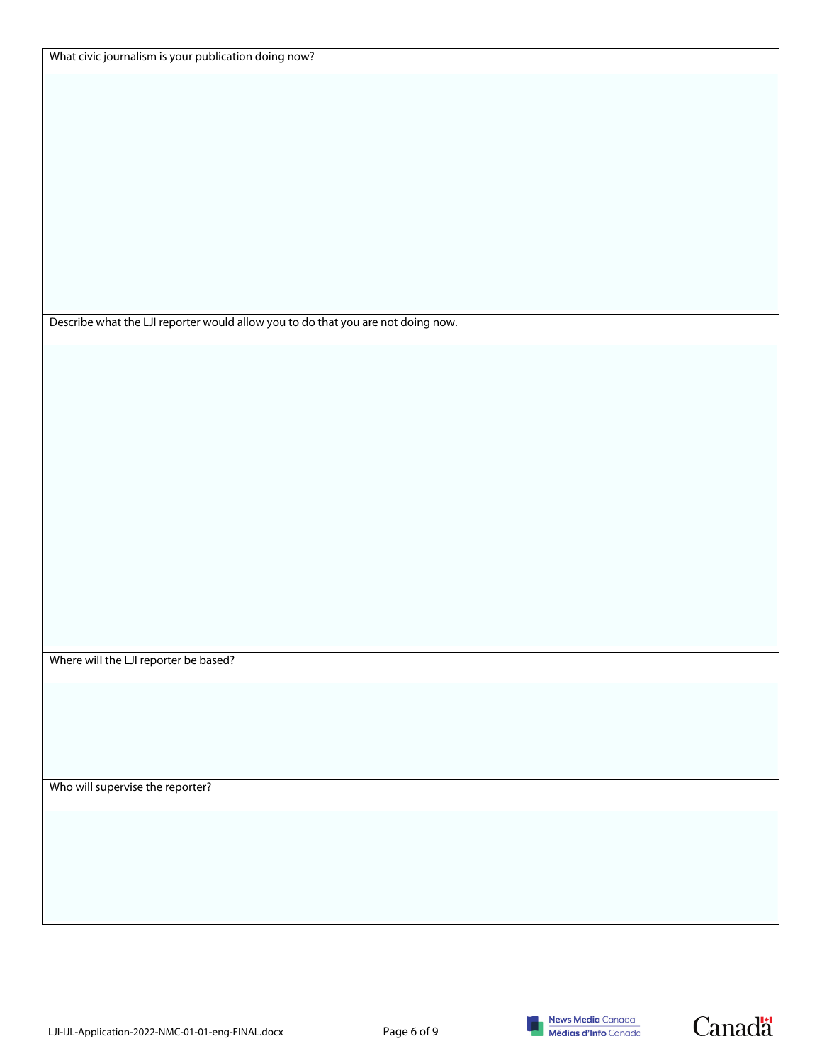What civic journalism is your publication doing now?

Describe what the LJI reporter would allow you to do that you are not doing now.

Where will the LJI reporter be based?

Who will supervise the reporter?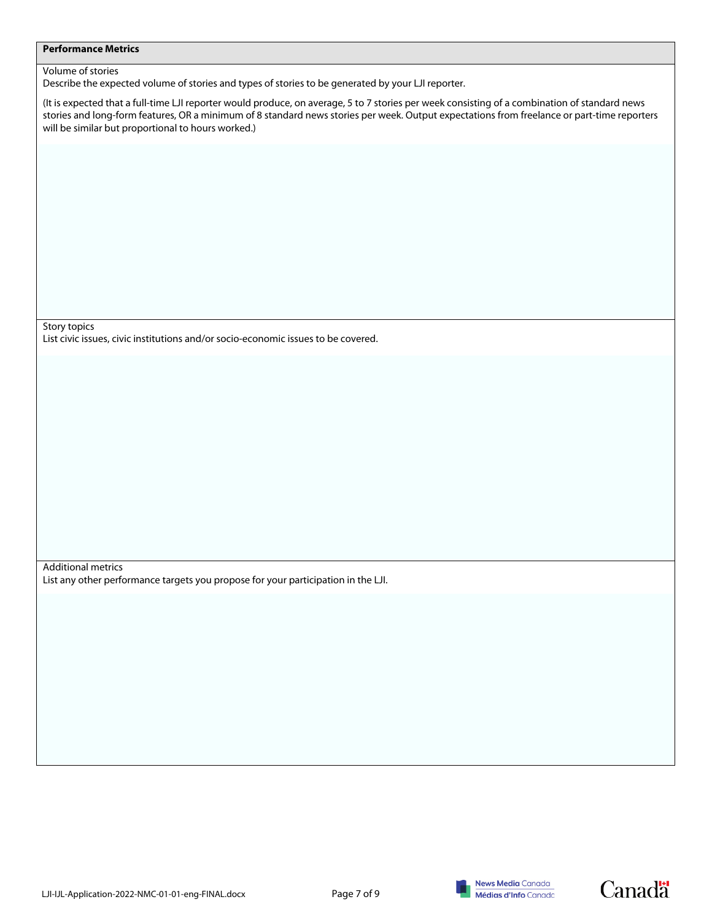**Performance Metrics**

Volume of stories

Describe the expected volume of stories and types of stories to be generated by your LJI reporter.

(It is expected that a full-time LJI reporter would produce, on average, 5 to 7 stories per week consisting of a combination of standard news stories and long-form features, OR a minimum of 8 standard news stories per week. Output expectations from freelance or part-time reporters will be similar but proportional to hours worked.)

Story topics

List civic issues, civic institutions and/or socio-economic issues to be covered.

Additional metrics

List any other performance targets you propose for your participation in the LJI.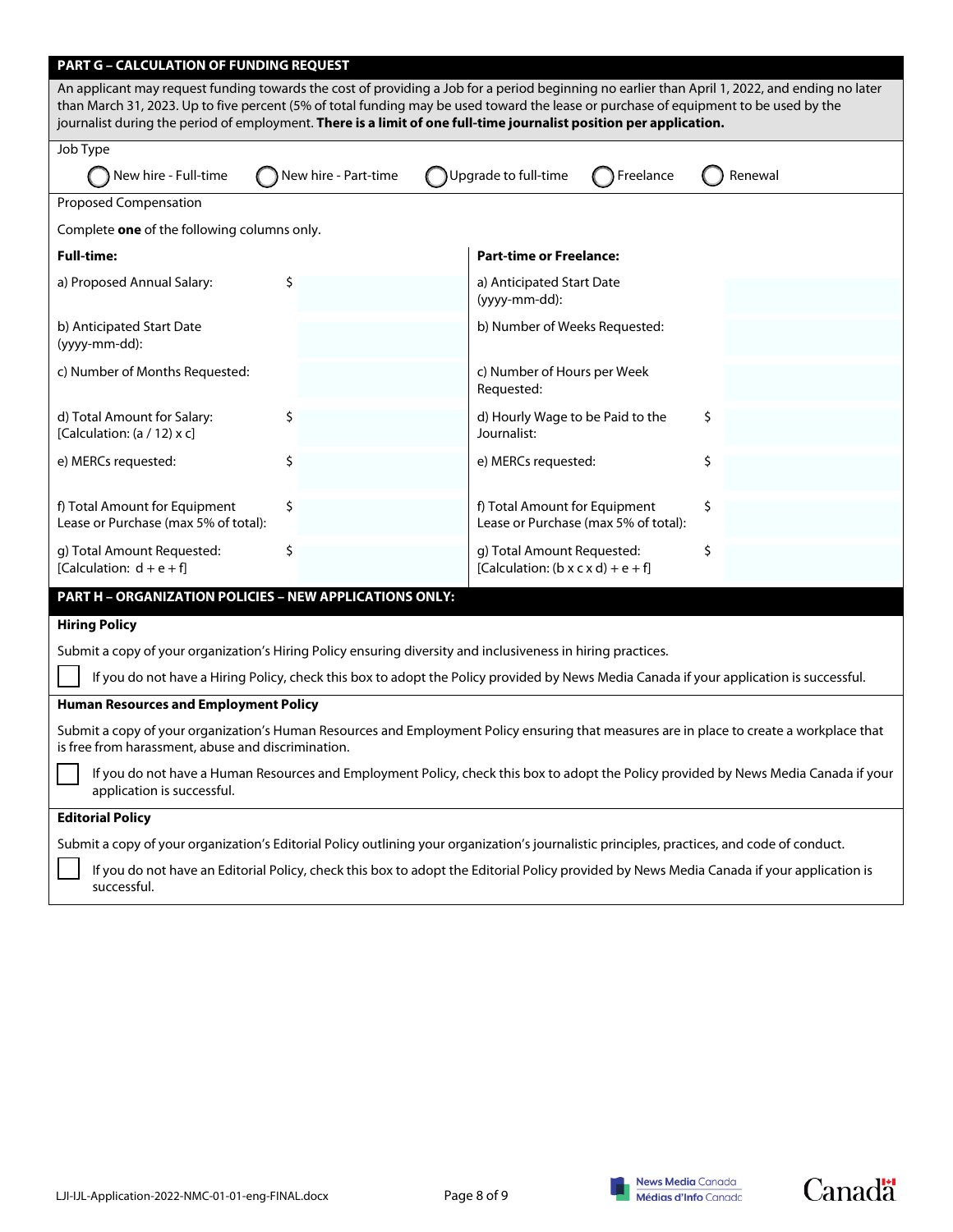## PART G – CALCULATION OF FUNDING REQUEST

An applicant may request funding towards the cost of providing a Job for a period beginning no earlier than April 1, 2022, and ending no later than March 31, 2023. Up to five percent (5% of total funding may be used toward the lease or purchase of equipment to be used by the journalist during the period of employment. **There is a limit of one full-time journalist position per application.**

Job Type

◯ New hire - Full-time ◯ New hire - Part-time ◯ Upgrade to full-time ◯ Freelance ◯ Renewal

Proposed Compensation

Complete **one** of the following columns only.

| **Full-time:** | | **Part-time or Freelance:** | |
|---|---|---|---|
| a) Proposed Annual Salary: | $ | a) Anticipated Start Date (yyyy-mm-dd): | |
| b) Anticipated Start Date (yyyy-mm-dd): | | b) Number of Weeks Requested: | |
| c) Number of Months Requested: | | c) Number of Hours per Week Requested: | |
| d) Total Amount for Salary: [Calculation: (a / 12) x c] | $ | d) Hourly Wage to be Paid to the Journalist: | $ |
| e) MERCs requested: | $ | e) MERCs requested: | $ |
| f) Total Amount for Equipment Lease or Purchase (max 5% of total): | $ | f) Total Amount for Equipment Lease or Purchase (max 5% of total): | $ |
| g) Total Amount Requested: [Calculation: d + e + f] | $ | g) Total Amount Requested: [Calculation: (b x c x d) + e + f] | $ |

## PART H – ORGANIZATION POLICIES – NEW APPLICATIONS ONLY:

**Hiring Policy**

Submit a copy of your organization's Hiring Policy ensuring diversity and inclusiveness in hiring practices.

☐ If you do not have a Hiring Policy, check this box to adopt the Policy provided by News Media Canada if your application is successful.

**Human Resources and Employment Policy**

Submit a copy of your organization's Human Resources and Employment Policy ensuring that measures are in place to create a workplace that is free from harassment, abuse and discrimination.

☐ If you do not have a Human Resources and Employment Policy, check this box to adopt the Policy provided by News Media Canada if your application is successful.

**Editorial Policy**

Submit a copy of your organization's Editorial Policy outlining your organization's journalistic principles, practices, and code of conduct.

☐ If you do not have an Editorial Policy, check this box to adopt the Editorial Policy provided by News Media Canada if your application is successful.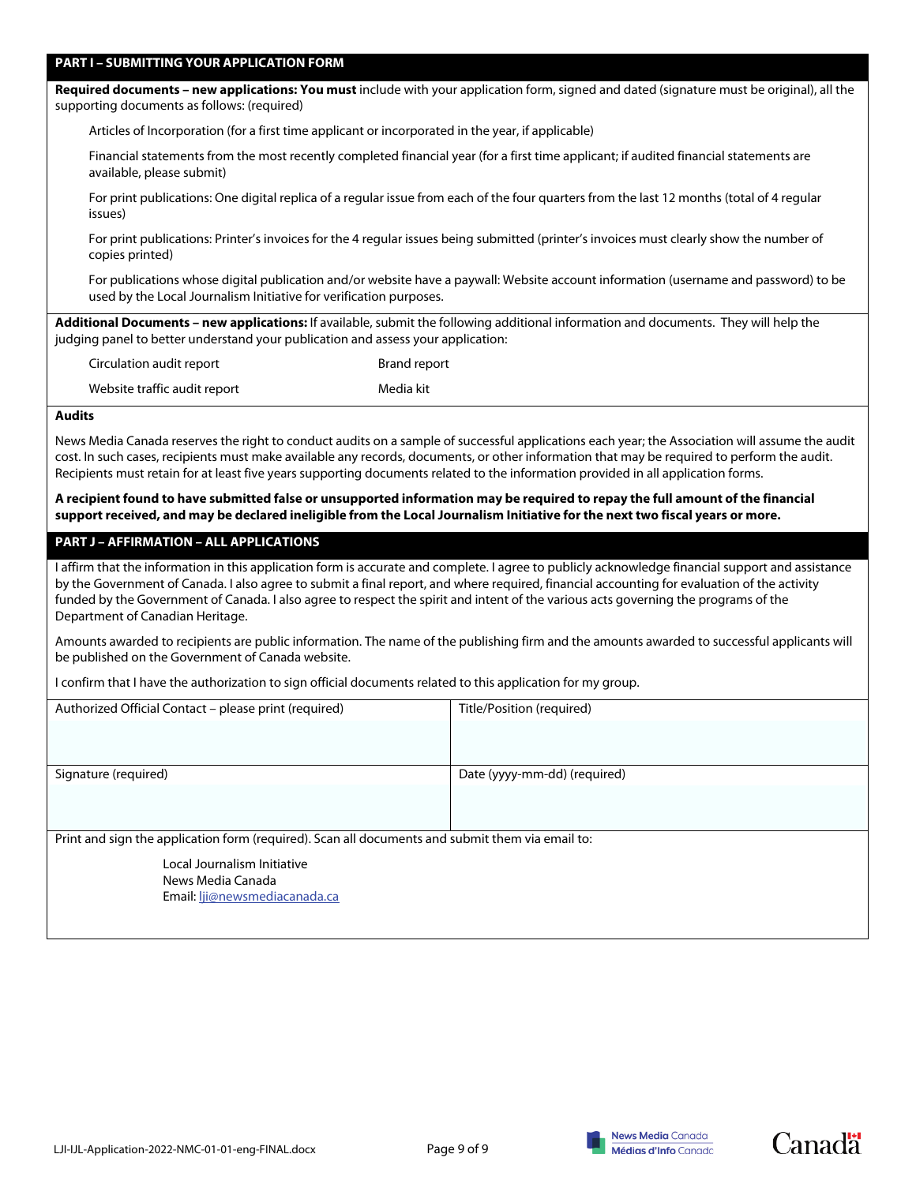## PART I – SUBMITTING YOUR APPLICATION FORM

**Required documents – new applications: You must** include with your application form, signed and dated (signature must be original), all the supporting documents as follows: (required)

- Articles of Incorporation (for a first time applicant or incorporated in the year, if applicable)
- Financial statements from the most recently completed financial year (for a first time applicant; if audited financial statements are available, please submit)
- For print publications: One digital replica of a regular issue from each of the four quarters from the last 12 months (total of 4 regular issues)
- For print publications: Printer's invoices for the 4 regular issues being submitted (printer's invoices must clearly show the number of copies printed)
- For publications whose digital publication and/or website have a paywall: Website account information (username and password) to be used by the Local Journalism Initiative for verification purposes.

**Additional Documents – new applications:** If available, submit the following additional information and documents. They will help the judging panel to better understand your publication and assess your application:

| | |
|---|---|
| Circulation audit report | Brand report |
| Website traffic audit report | Media kit |

**Audits**

News Media Canada reserves the right to conduct audits on a sample of successful applications each year; the Association will assume the audit cost. In such cases, recipients must make available any records, documents, or other information that may be required to perform the audit. Recipients must retain for at least five years supporting documents related to the information provided in all application forms.

**A recipient found to have submitted false or unsupported information may be required to repay the full amount of the financial support received, and may be declared ineligible from the Local Journalism Initiative for the next two fiscal years or more.**

## PART J – AFFIRMATION – ALL APPLICATIONS

I affirm that the information in this application form is accurate and complete. I agree to publicly acknowledge financial support and assistance by the Government of Canada. I also agree to submit a final report, and where required, financial accounting for evaluation of the activity funded by the Government of Canada. I also agree to respect the spirit and intent of the various acts governing the programs of the Department of Canadian Heritage.

Amounts awarded to recipients are public information. The name of the publishing firm and the amounts awarded to successful applicants will be published on the Government of Canada website.

I confirm that I have the authorization to sign official documents related to this application for my group.

| Authorized Official Contact – please print (required) | Title/Position (required) |
|---|---|
| | |
| **Signature (required)** | **Date (yyyy-mm-dd) (required)** |
| | |

Print and sign the application form (required). Scan all documents and submit them via email to:

Local Journalism Initiative
News Media Canada
Email: lji@newsmediacanada.ca